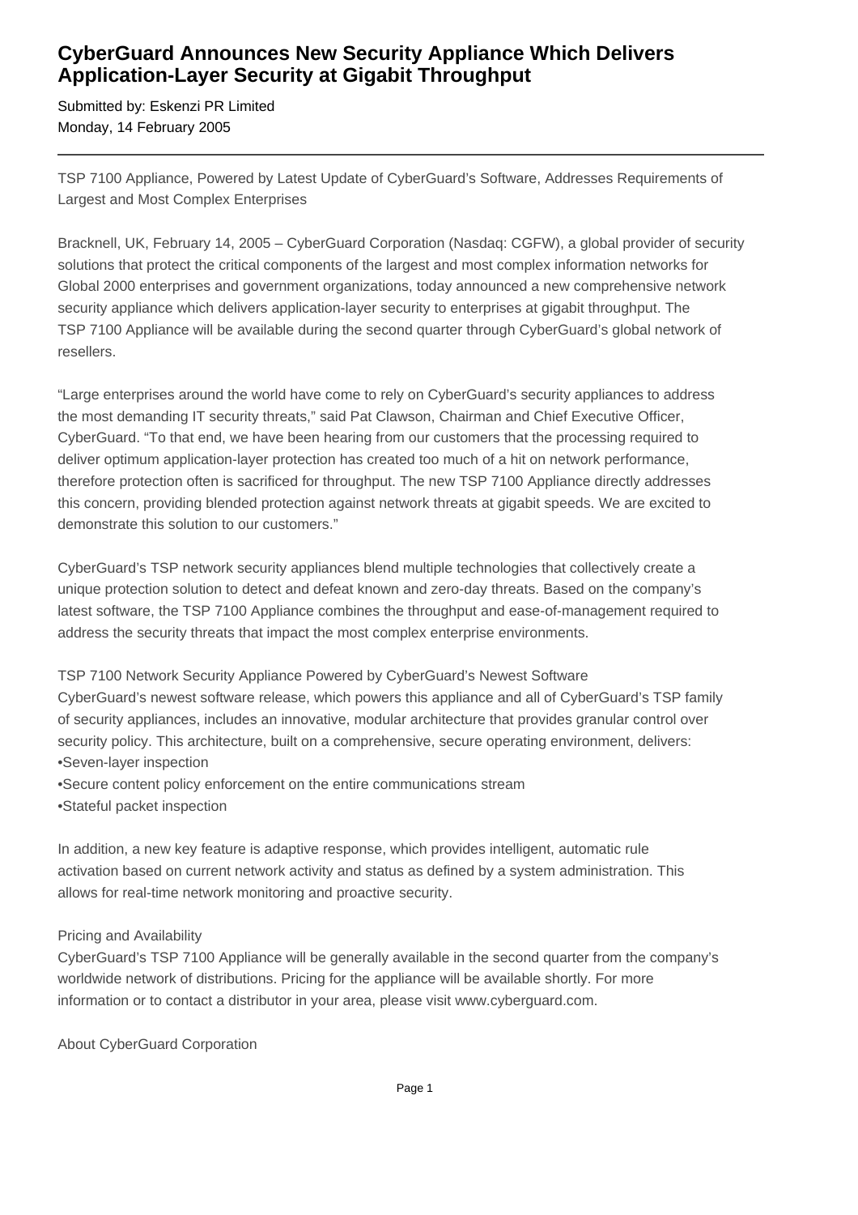# CyberGuard Announces New Security Appliance Which Delivers Application-Layer Security at Gigabit Throughput

Submitted by: Eskenzi PR Limited
Monday, 14 February 2005

---

TSP 7100 Appliance, Powered by Latest Update of CyberGuard's Software, Addresses Requirements of Largest and Most Complex Enterprises

Bracknell, UK, February 14, 2005 – CyberGuard Corporation (Nasdaq: CGFW), a global provider of security solutions that protect the critical components of the largest and most complex information networks for Global 2000 enterprises and government organizations, today announced a new comprehensive network security appliance which delivers application-layer security to enterprises at gigabit throughput. The TSP 7100 Appliance will be available during the second quarter through CyberGuard's global network of resellers.

"Large enterprises around the world have come to rely on CyberGuard's security appliances to address the most demanding IT security threats," said Pat Clawson, Chairman and Chief Executive Officer, CyberGuard. "To that end, we have been hearing from our customers that the processing required to deliver optimum application-layer protection has created too much of a hit on network performance, therefore protection often is sacrificed for throughput. The new TSP 7100 Appliance directly addresses this concern, providing blended protection against network threats at gigabit speeds. We are excited to demonstrate this solution to our customers."

CyberGuard's TSP network security appliances blend multiple technologies that collectively create a unique protection solution to detect and defeat known and zero-day threats. Based on the company's latest software, the TSP 7100 Appliance combines the throughput and ease-of-management required to address the security threats that impact the most complex enterprise environments.

TSP 7100 Network Security Appliance Powered by CyberGuard's Newest Software
CyberGuard's newest software release, which powers this appliance and all of CyberGuard's TSP family of security appliances, includes an innovative, modular architecture that provides granular control over security policy. This architecture, built on a comprehensive, secure operating environment, delivers:

- Seven-layer inspection
- Secure content policy enforcement on the entire communications stream
- Stateful packet inspection

In addition, a new key feature is adaptive response, which provides intelligent, automatic rule activation based on current network activity and status as defined by a system administration. This allows for real-time network monitoring and proactive security.

Pricing and Availability
CyberGuard's TSP 7100 Appliance will be generally available in the second quarter from the company's worldwide network of distributions. Pricing for the appliance will be available shortly. For more information or to contact a distributor in your area, please visit www.cyberguard.com.

About CyberGuard Corporation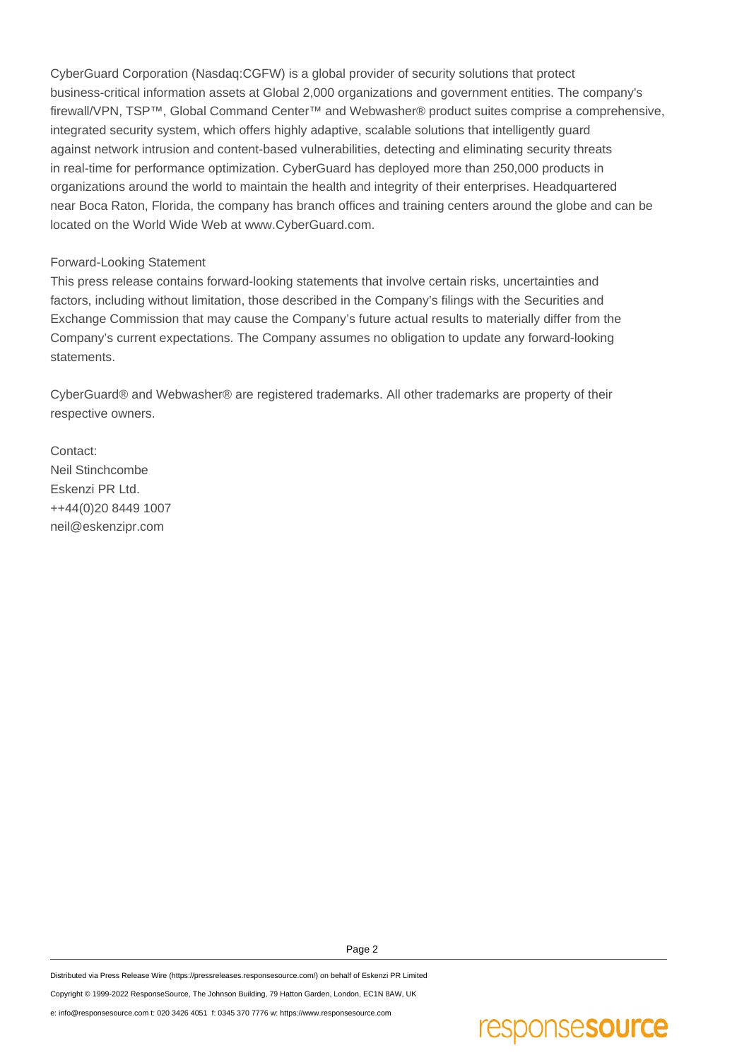CyberGuard Corporation (Nasdaq:CGFW) is a global provider of security solutions that protect business-critical information assets at Global 2,000 organizations and government entities. The company's firewall/VPN, TSP™, Global Command Center™ and Webwasher® product suites comprise a comprehensive, integrated security system, which offers highly adaptive, scalable solutions that intelligently guard against network intrusion and content-based vulnerabilities, detecting and eliminating security threats in real-time for performance optimization. CyberGuard has deployed more than 250,000 products in organizations around the world to maintain the health and integrity of their enterprises. Headquartered near Boca Raton, Florida, the company has branch offices and training centers around the globe and can be located on the World Wide Web at www.CyberGuard.com.

Forward-Looking Statement
This press release contains forward-looking statements that involve certain risks, uncertainties and factors, including without limitation, those described in the Company's filings with the Securities and Exchange Commission that may cause the Company's future actual results to materially differ from the Company's current expectations. The Company assumes no obligation to update any forward-looking statements.

CyberGuard® and Webwasher® are registered trademarks. All other trademarks are property of their respective owners.

Contact:
Neil Stinchcombe
Eskenzi PR Ltd.
++44(0)20 8449 1007
neil@eskenzipr.com

Distributed via Press Release Wire (https://pressreleases.responsesource.com/) on behalf of Eskenzi PR Limited

Copyright © 1999-2022 ResponseSource, The Johnson Building, 79 Hatton Garden, London, EC1N 8AW, UK

e: info@responsesource.com t: 020 3426 4051 f: 0345 370 7776 w: https://www.responsesource.com